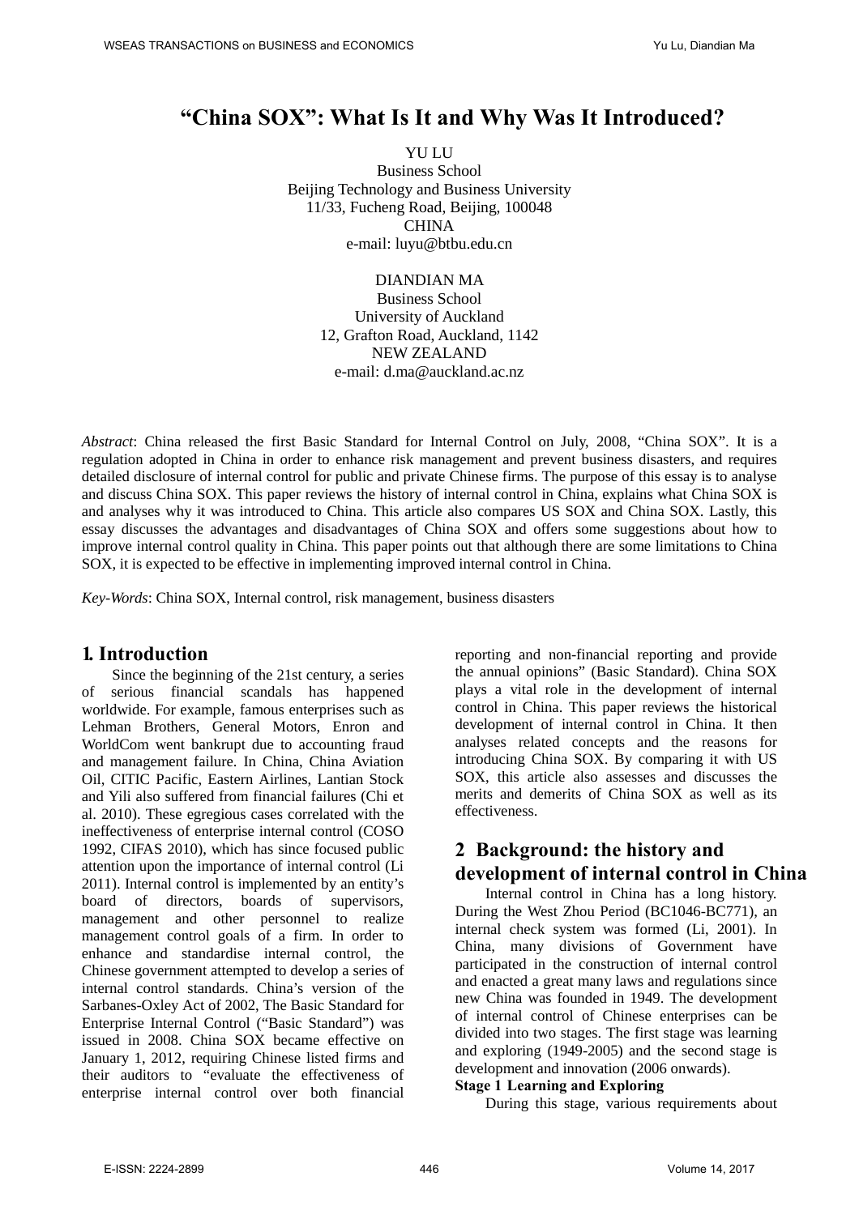# "China SOX": What Is It and Why Was It Introduced?

YU LU
Business School
Beijing Technology and Business University
11/33, Fucheng Road, Beijing, 100048
CHINA
e-mail: luyu@btbu.edu.cn

DIANDIAN MA
Business School
University of Auckland
12, Grafton Road, Auckland, 1142
NEW ZEALAND
e-mail: d.ma@auckland.ac.nz

*Abstract*: China released the first Basic Standard for Internal Control on July, 2008, "China SOX". It is a regulation adopted in China in order to enhance risk management and prevent business disasters, and requires detailed disclosure of internal control for public and private Chinese firms. The purpose of this essay is to analyse and discuss China SOX. This paper reviews the history of internal control in China, explains what China SOX is and analyses why it was introduced to China. This article also compares US SOX and China SOX. Lastly, this essay discusses the advantages and disadvantages of China SOX and offers some suggestions about how to improve internal control quality in China. This paper points out that although there are some limitations to China SOX, it is expected to be effective in implementing improved internal control in China.

*Key-Words*: China SOX, Internal control, risk management, business disasters

## 1. Introduction

Since the beginning of the 21st century, a series of serious financial scandals has happened worldwide. For example, famous enterprises such as Lehman Brothers, General Motors, Enron and WorldCom went bankrupt due to accounting fraud and management failure. In China, China Aviation Oil, CITIC Pacific, Eastern Airlines, Lantian Stock and Yili also suffered from financial failures (Chi et al. 2010). These egregious cases correlated with the ineffectiveness of enterprise internal control (COSO 1992, CIFAS 2010), which has since focused public attention upon the importance of internal control (Li 2011). Internal control is implemented by an entity's board of directors, boards of supervisors, management and other personnel to realize management control goals of a firm. In order to enhance and standardise internal control, the Chinese government attempted to develop a series of internal control standards. China's version of the Sarbanes-Oxley Act of 2002, The Basic Standard for Enterprise Internal Control ("Basic Standard") was issued in 2008. China SOX became effective on January 1, 2012, requiring Chinese listed firms and their auditors to "evaluate the effectiveness of enterprise internal control over both financial reporting and non-financial reporting and provide the annual opinions" (Basic Standard). China SOX plays a vital role in the development of internal control in China. This paper reviews the historical development of internal control in China. It then analyses related concepts and the reasons for introducing China SOX. By comparing it with US SOX, this article also assesses and discusses the merits and demerits of China SOX as well as its effectiveness.

## 2 Background: the history and development of internal control in China

Internal control in China has a long history. During the West Zhou Period (BC1046-BC771), an internal check system was formed (Li, 2001). In China, many divisions of Government have participated in the construction of internal control and enacted a great many laws and regulations since new China was founded in 1949. The development of internal control of Chinese enterprises can be divided into two stages. The first stage was learning and exploring (1949-2005) and the second stage is development and innovation (2006 onwards).

**Stage 1 Learning and Exploring**

During this stage, various requirements about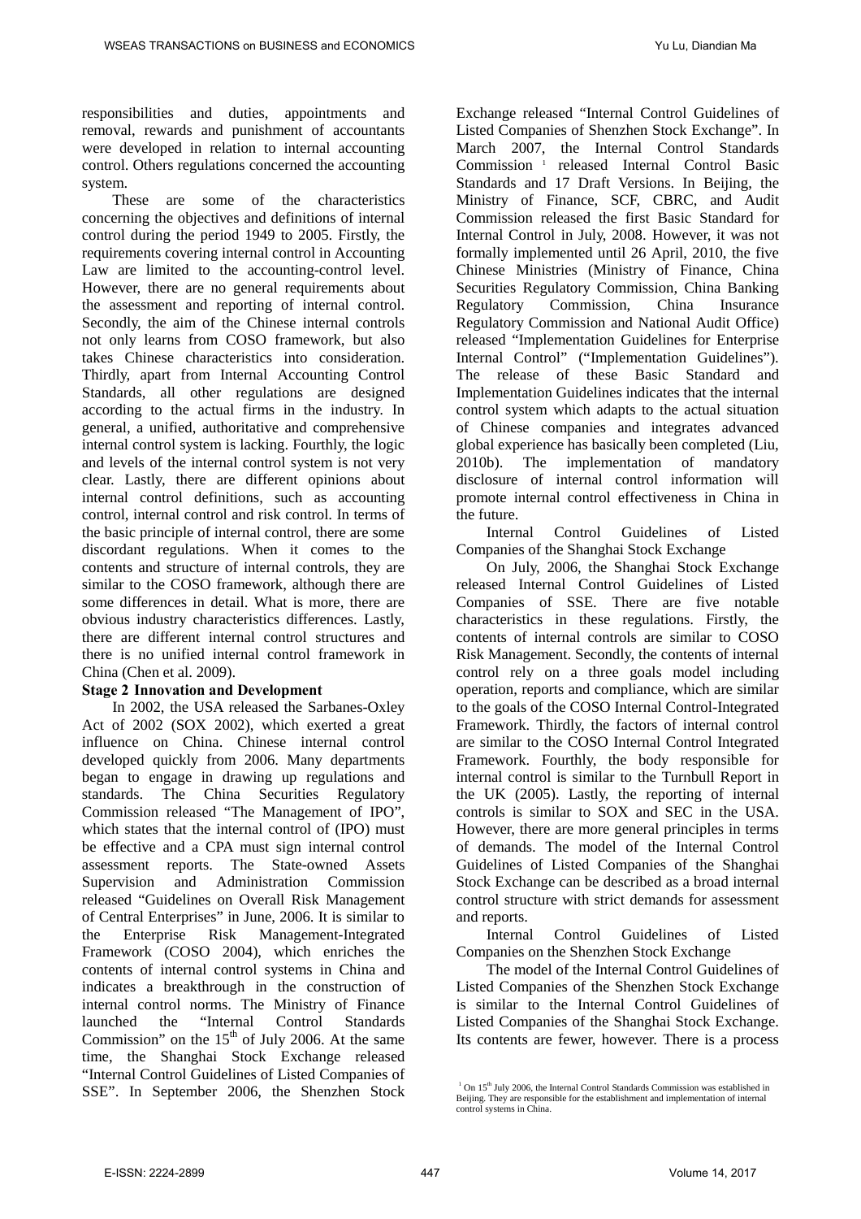responsibilities and duties, appointments and removal, rewards and punishment of accountants were developed in relation to internal accounting control. Others regulations concerned the accounting system.

These are some of the characteristics concerning the objectives and definitions of internal control during the period 1949 to 2005. Firstly, the requirements covering internal control in Accounting Law are limited to the accounting-control level. However, there are no general requirements about the assessment and reporting of internal control. Secondly, the aim of the Chinese internal controls not only learns from COSO framework, but also takes Chinese characteristics into consideration. Thirdly, apart from Internal Accounting Control Standards, all other regulations are designed according to the actual firms in the industry. In general, a unified, authoritative and comprehensive internal control system is lacking. Fourthly, the logic and levels of the internal control system is not very clear. Lastly, there are different opinions about internal control definitions, such as accounting control, internal control and risk control. In terms of the basic principle of internal control, there are some discordant regulations. When it comes to the contents and structure of internal controls, they are similar to the COSO framework, although there are some differences in detail. What is more, there are obvious industry characteristics differences. Lastly, there are different internal control structures and there is no unified internal control framework in China (Chen et al. 2009).

**Stage 2 Innovation and Development**

In 2002, the USA released the Sarbanes-Oxley Act of 2002 (SOX 2002), which exerted a great influence on China. Chinese internal control developed quickly from 2006. Many departments began to engage in drawing up regulations and standards. The China Securities Regulatory Commission released "The Management of IPO", which states that the internal control of (IPO) must be effective and a CPA must sign internal control assessment reports. The State-owned Assets Supervision and Administration Commission released "Guidelines on Overall Risk Management of Central Enterprises" in June, 2006. It is similar to the Enterprise Risk Management-Integrated Framework (COSO 2004), which enriches the contents of internal control systems in China and indicates a breakthrough in the construction of internal control norms. The Ministry of Finance launched the "Internal Control Standards Commission" on the 15th of July 2006. At the same time, the Shanghai Stock Exchange released "Internal Control Guidelines of Listed Companies of SSE". In September 2006, the Shenzhen Stock Exchange released "Internal Control Guidelines of Listed Companies of Shenzhen Stock Exchange". In March 2007, the Internal Control Standards Commission [1] released Internal Control Basic Standards and 17 Draft Versions. In Beijing, the Ministry of Finance, SCF, CBRC, and Audit Commission released the first Basic Standard for Internal Control in July, 2008. However, it was not formally implemented until 26 April, 2010, the five Chinese Ministries (Ministry of Finance, China Securities Regulatory Commission, China Banking Regulatory Commission, China Insurance Regulatory Commission and National Audit Office) released "Implementation Guidelines for Enterprise Internal Control" ("Implementation Guidelines"). The release of these Basic Standard and Implementation Guidelines indicates that the internal control system which adapts to the actual situation of Chinese companies and integrates advanced global experience has basically been completed (Liu, 2010b). The implementation of mandatory disclosure of internal control information will promote internal control effectiveness in China in the future.

Internal Control Guidelines of Listed Companies of the Shanghai Stock Exchange

On July, 2006, the Shanghai Stock Exchange released Internal Control Guidelines of Listed Companies of SSE. There are five notable characteristics in these regulations. Firstly, the contents of internal controls are similar to COSO Risk Management. Secondly, the contents of internal control rely on a three goals model including operation, reports and compliance, which are similar to the goals of the COSO Internal Control-Integrated Framework. Thirdly, the factors of internal control are similar to the COSO Internal Control Integrated Framework. Fourthly, the body responsible for internal control is similar to the Turnbull Report in the UK (2005). Lastly, the reporting of internal controls is similar to SOX and SEC in the USA. However, there are more general principles in terms of demands. The model of the Internal Control Guidelines of Listed Companies of the Shanghai Stock Exchange can be described as a broad internal control structure with strict demands for assessment and reports.

Internal Control Guidelines of Listed Companies on the Shenzhen Stock Exchange

The model of the Internal Control Guidelines of Listed Companies of the Shenzhen Stock Exchange is similar to the Internal Control Guidelines of Listed Companies of the Shanghai Stock Exchange. Its contents are fewer, however. There is a process

[1] On 15th July 2006, the Internal Control Standards Commission was established in Beijing. They are responsible for the establishment and implementation of internal control systems in China.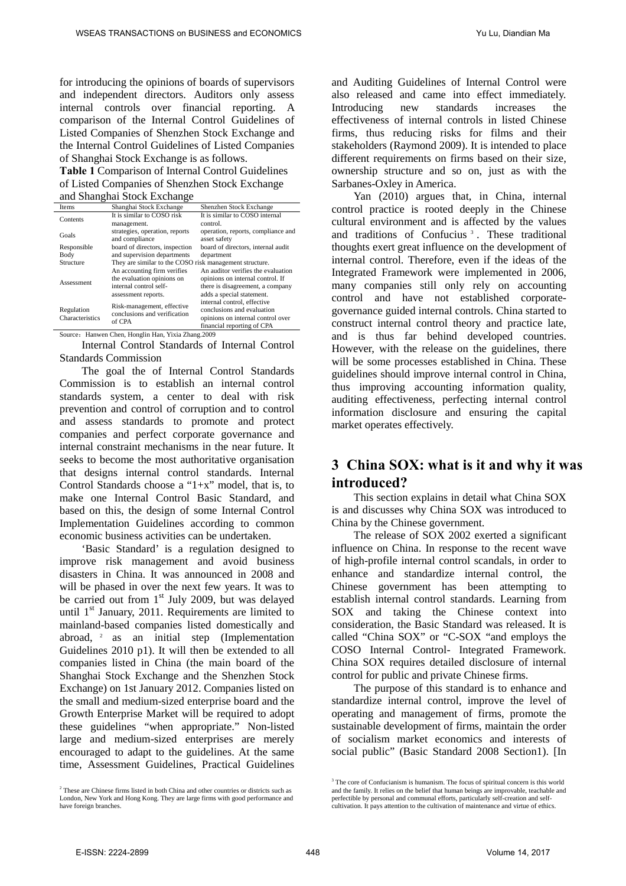for introducing the opinions of boards of supervisors and independent directors. Auditors only assess internal controls over financial reporting. A comparison of the Internal Control Guidelines of Listed Companies of Shenzhen Stock Exchange and the Internal Control Guidelines of Listed Companies of Shanghai Stock Exchange is as follows.

**Table 1** Comparison of Internal Control Guidelines of Listed Companies of Shenzhen Stock Exchange and Shanghai Stock Exchange

| Items | Shanghai Stock Exchange | Shenzhen Stock Exchange |
|---|---|---|
| Contents | It is similar to COSO risk management. | It is similar to COSO internal control. |
| Goals | strategies, operation, reports and compliance | operation, reports, compliance and asset safety |
| Responsible Body | board of directors, inspection and supervision departments | board of directors, internal audit department |
| Structure | They are similar to the COSO risk management structure. | |
| Assessment | An accounting firm verifies the evaluation opinions on internal control self-assessment reports. | An auditor verifies the evaluation opinions on internal control. If there is disagreement, a company adds a special statement. |
| Regulation Characteristics | Risk-management, effective conclusions and verification of CPA | internal control, effective conclusions and evaluation opinions on internal control over financial reporting of CPA |

Source：Hanwen Chen, Honglin Han, Yixia Zhang.2009

Internal Control Standards of Internal Control Standards Commission

The goal the of Internal Control Standards Commission is to establish an internal control standards system, a center to deal with risk prevention and control of corruption and to control and assess standards to promote and protect companies and perfect corporate governance and internal constraint mechanisms in the near future. It seeks to become the most authoritative organisation that designs internal control standards. Internal Control Standards choose a "1+x" model, that is, to make one Internal Control Basic Standard, and based on this, the design of some Internal Control Implementation Guidelines according to common economic business activities can be undertaken.

'Basic Standard' is a regulation designed to improve risk management and avoid business disasters in China. It was announced in 2008 and will be phased in over the next few years. It was to be carried out from 1st July 2009, but was delayed until 1st January, 2011. Requirements are limited to mainland-based companies listed domestically and abroad, [2] as an initial step (Implementation Guidelines 2010 p1). It will then be extended to all companies listed in China (the main board of the Shanghai Stock Exchange and the Shenzhen Stock Exchange) on 1st January 2012. Companies listed on the small and medium-sized enterprise board and the Growth Enterprise Market will be required to adopt these guidelines "when appropriate." Non-listed large and medium-sized enterprises are merely encouraged to adapt to the guidelines. At the same time, Assessment Guidelines, Practical Guidelines and Auditing Guidelines of Internal Control were also released and came into effect immediately. Introducing new standards increases the effectiveness of internal controls in listed Chinese firms, thus reducing risks for films and their stakeholders (Raymond 2009). It is intended to place different requirements on firms based on their size, ownership structure and so on, just as with the Sarbanes-Oxley in America.

Yan (2010) argues that, in China, internal control practice is rooted deeply in the Chinese cultural environment and is affected by the values and traditions of Confucius [3]. These traditional thoughts exert great influence on the development of internal control. Therefore, even if the ideas of the Integrated Framework were implemented in 2006, many companies still only rely on accounting control and have not established corporate-governance guided internal controls. China started to construct internal control theory and practice late, and is thus far behind developed countries. However, with the release on the guidelines, there will be some processes established in China. These guidelines should improve internal control in China, thus improving accounting information quality, auditing effectiveness, perfecting internal control information disclosure and ensuring the capital market operates effectively.

## 3 China SOX: what is it and why it was introduced?

This section explains in detail what China SOX is and discusses why China SOX was introduced to China by the Chinese government.

The release of SOX 2002 exerted a significant influence on China. In response to the recent wave of high-profile internal control scandals, in order to enhance and standardize internal control, the Chinese government has been attempting to establish internal control standards. Learning from SOX and taking the Chinese context into consideration, the Basic Standard was released. It is called "China SOX" or "C-SOX "and employs the COSO Internal Control- Integrated Framework. China SOX requires detailed disclosure of internal control for public and private Chinese firms.

The purpose of this standard is to enhance and standardize internal control, improve the level of operating and management of firms, promote the sustainable development of firms, maintain the order of socialism market economics and interests of social public" (Basic Standard 2008 Section1). [In

[2] These are Chinese firms listed in both China and other countries or districts such as London, New York and Hong Kong. They are large firms with good performance and have foreign branches.

[3] The core of Confucianism is humanism. The focus of spiritual concern is this world and the family. It relies on the belief that human beings are improvable, teachable and perfectible by personal and communal efforts, particularly self-creation and self-cultivation. It pays attention to the cultivation of maintenance and virtue of ethics.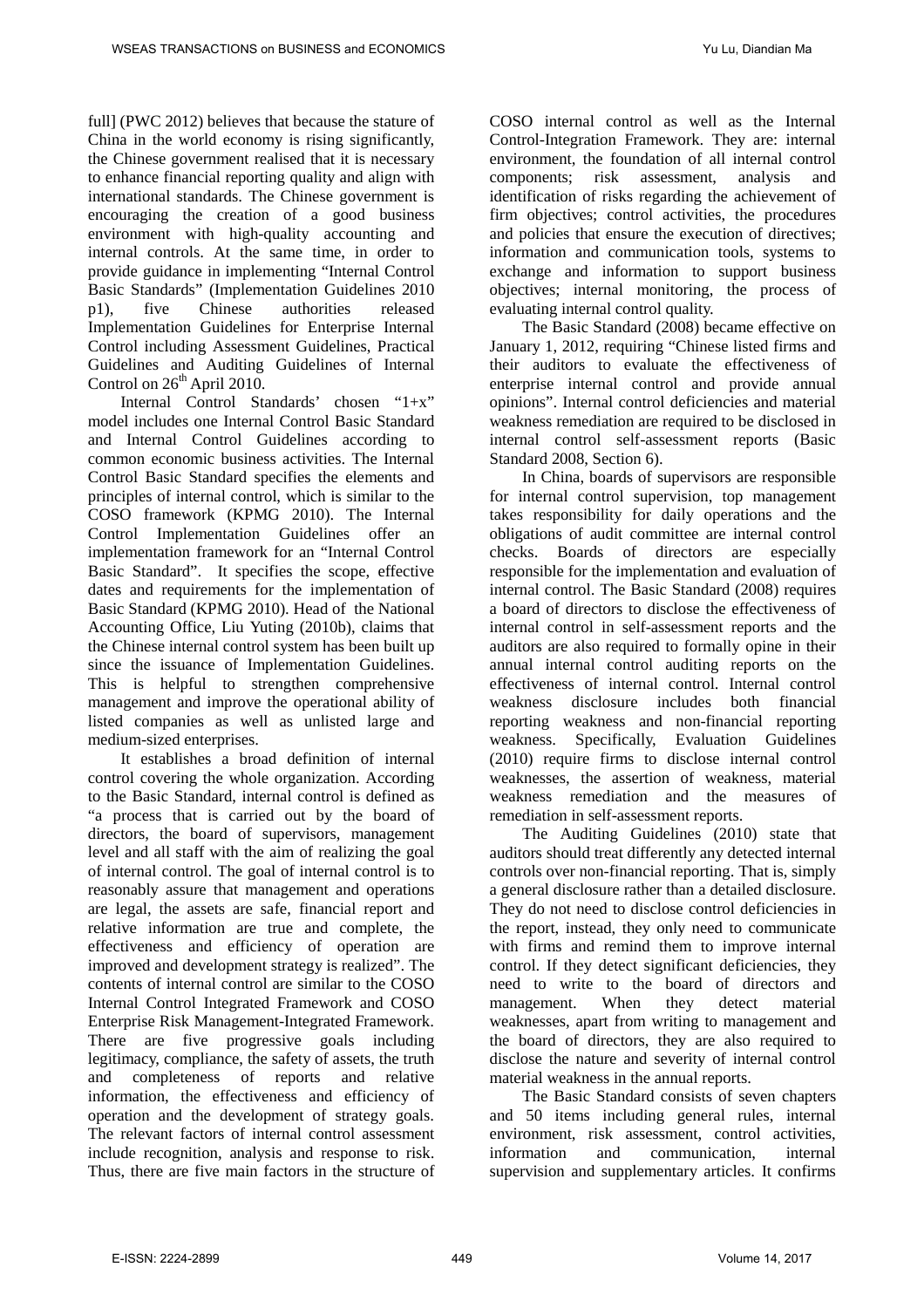full] (PWC 2012) believes that because the stature of China in the world economy is rising significantly, the Chinese government realised that it is necessary to enhance financial reporting quality and align with international standards. The Chinese government is encouraging the creation of a good business environment with high-quality accounting and internal controls. At the same time, in order to provide guidance in implementing "Internal Control Basic Standards" (Implementation Guidelines 2010 p1), five Chinese authorities released Implementation Guidelines for Enterprise Internal Control including Assessment Guidelines, Practical Guidelines and Auditing Guidelines of Internal Control on 26th April 2010.

Internal Control Standards' chosen "1+x" model includes one Internal Control Basic Standard and Internal Control Guidelines according to common economic business activities. The Internal Control Basic Standard specifies the elements and principles of internal control, which is similar to the COSO framework (KPMG 2010). The Internal Control Implementation Guidelines offer an implementation framework for an "Internal Control Basic Standard". It specifies the scope, effective dates and requirements for the implementation of Basic Standard (KPMG 2010). Head of the National Accounting Office, Liu Yuting (2010b), claims that the Chinese internal control system has been built up since the issuance of Implementation Guidelines. This is helpful to strengthen comprehensive management and improve the operational ability of listed companies as well as unlisted large and medium-sized enterprises.

It establishes a broad definition of internal control covering the whole organization. According to the Basic Standard, internal control is defined as "a process that is carried out by the board of directors, the board of supervisors, management level and all staff with the aim of realizing the goal of internal control. The goal of internal control is to reasonably assure that management and operations are legal, the assets are safe, financial report and relative information are true and complete, the effectiveness and efficiency of operation are improved and development strategy is realized". The contents of internal control are similar to the COSO Internal Control Integrated Framework and COSO Enterprise Risk Management-Integrated Framework. There are five progressive goals including legitimacy, compliance, the safety of assets, the truth and completeness of reports and relative information, the effectiveness and efficiency of operation and the development of strategy goals. The relevant factors of internal control assessment include recognition, analysis and response to risk. Thus, there are five main factors in the structure of COSO internal control as well as the Internal Control-Integration Framework. They are: internal environment, the foundation of all internal control components; risk assessment, analysis and identification of risks regarding the achievement of firm objectives; control activities, the procedures and policies that ensure the execution of directives; information and communication tools, systems to exchange and information to support business objectives; internal monitoring, the process of evaluating internal control quality.

The Basic Standard (2008) became effective on January 1, 2012, requiring "Chinese listed firms and their auditors to evaluate the effectiveness of enterprise internal control and provide annual opinions". Internal control deficiencies and material weakness remediation are required to be disclosed in internal control self-assessment reports (Basic Standard 2008, Section 6).

In China, boards of supervisors are responsible for internal control supervision, top management takes responsibility for daily operations and the obligations of audit committee are internal control checks. Boards of directors are especially responsible for the implementation and evaluation of internal control. The Basic Standard (2008) requires a board of directors to disclose the effectiveness of internal control in self-assessment reports and the auditors are also required to formally opine in their annual internal control auditing reports on the effectiveness of internal control. Internal control weakness disclosure includes both financial reporting weakness and non-financial reporting weakness. Specifically, Evaluation Guidelines (2010) require firms to disclose internal control weaknesses, the assertion of weakness, material weakness remediation and the measures of remediation in self-assessment reports.

The Auditing Guidelines (2010) state that auditors should treat differently any detected internal controls over non-financial reporting. That is, simply a general disclosure rather than a detailed disclosure. They do not need to disclose control deficiencies in the report, instead, they only need to communicate with firms and remind them to improve internal control. If they detect significant deficiencies, they need to write to the board of directors and management. When they detect material weaknesses, apart from writing to management and the board of directors, they are also required to disclose the nature and severity of internal control material weakness in the annual reports.

The Basic Standard consists of seven chapters and 50 items including general rules, internal environment, risk assessment, control activities, information and communication, internal supervision and supplementary articles. It confirms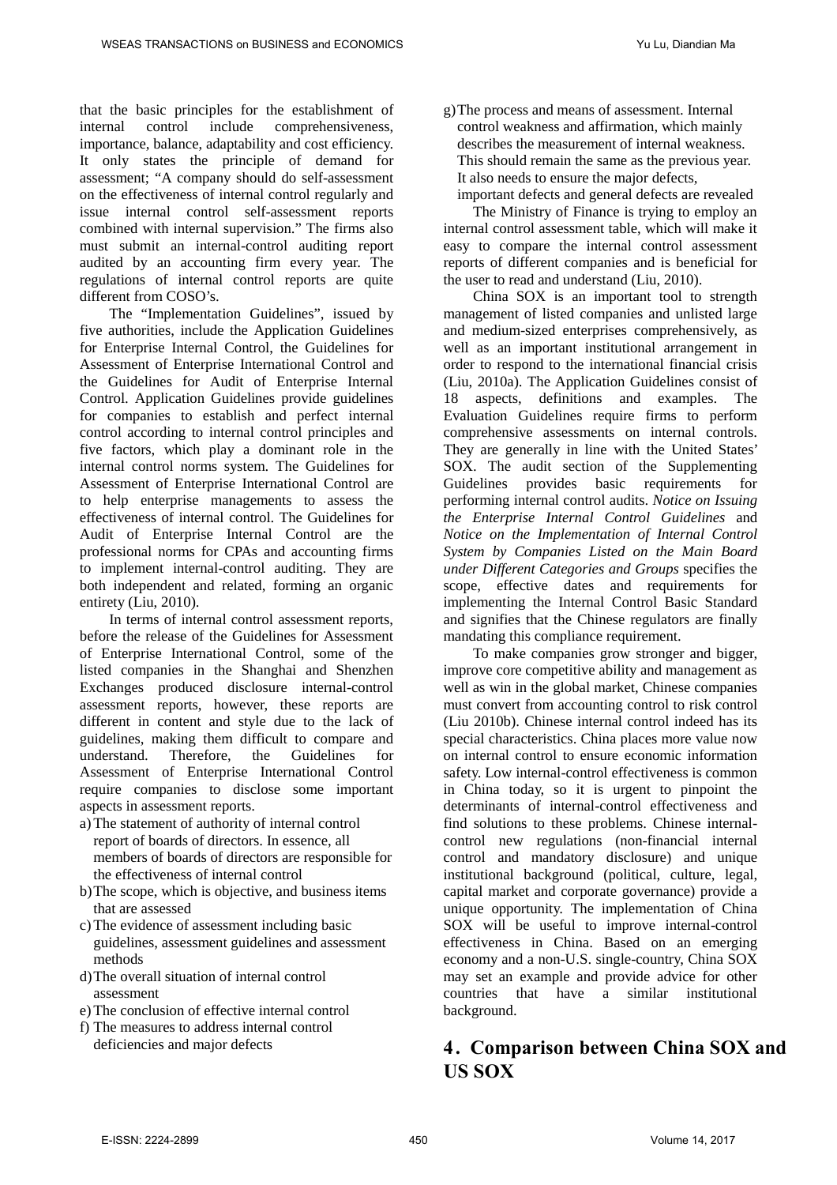that the basic principles for the establishment of internal control include comprehensiveness, importance, balance, adaptability and cost efficiency. It only states the principle of demand for assessment; "A company should do self-assessment on the effectiveness of internal control regularly and issue internal control self-assessment reports combined with internal supervision." The firms also must submit an internal-control auditing report audited by an accounting firm every year. The regulations of internal control reports are quite different from COSO's.

The "Implementation Guidelines", issued by five authorities, include the Application Guidelines for Enterprise Internal Control, the Guidelines for Assessment of Enterprise International Control and the Guidelines for Audit of Enterprise Internal Control. Application Guidelines provide guidelines for companies to establish and perfect internal control according to internal control principles and five factors, which play a dominant role in the internal control norms system. The Guidelines for Assessment of Enterprise International Control are to help enterprise managements to assess the effectiveness of internal control. The Guidelines for Audit of Enterprise Internal Control are the professional norms for CPAs and accounting firms to implement internal-control auditing. They are both independent and related, forming an organic entirety (Liu, 2010).

In terms of internal control assessment reports, before the release of the Guidelines for Assessment of Enterprise International Control, some of the listed companies in the Shanghai and Shenzhen Exchanges produced disclosure internal-control assessment reports, however, these reports are different in content and style due to the lack of guidelines, making them difficult to compare and understand. Therefore, the Guidelines for Assessment of Enterprise International Control require companies to disclose some important aspects in assessment reports.

a) The statement of authority of internal control report of boards of directors. In essence, all members of boards of directors are responsible for the effectiveness of internal control
b) The scope, which is objective, and business items that are assessed
c) The evidence of assessment including basic guidelines, assessment guidelines and assessment methods
d) The overall situation of internal control assessment
e) The conclusion of effective internal control
f) The measures to address internal control deficiencies and major defects
g) The process and means of assessment. Internal control weakness and affirmation, which mainly describes the measurement of internal weakness. This should remain the same as the previous year. It also needs to ensure the major defects, important defects and general defects are revealed

The Ministry of Finance is trying to employ an internal control assessment table, which will make it easy to compare the internal control assessment reports of different companies and is beneficial for the user to read and understand (Liu, 2010).

China SOX is an important tool to strength management of listed companies and unlisted large and medium-sized enterprises comprehensively, as well as an important institutional arrangement in order to respond to the international financial crisis (Liu, 2010a). The Application Guidelines consist of 18 aspects, definitions and examples. The Evaluation Guidelines require firms to perform comprehensive assessments on internal controls. They are generally in line with the United States' SOX. The audit section of the Supplementing Guidelines provides basic requirements for performing internal control audits. *Notice on Issuing the Enterprise Internal Control Guidelines* and *Notice on the Implementation of Internal Control System by Companies Listed on the Main Board under Different Categories and Groups* specifies the scope, effective dates and requirements for implementing the Internal Control Basic Standard and signifies that the Chinese regulators are finally mandating this compliance requirement.

To make companies grow stronger and bigger, improve core competitive ability and management as well as win in the global market, Chinese companies must convert from accounting control to risk control (Liu 2010b). Chinese internal control indeed has its special characteristics. China places more value now on internal control to ensure economic information safety. Low internal-control effectiveness is common in China today, so it is urgent to pinpoint the determinants of internal-control effectiveness and find solutions to these problems. Chinese internal-control new regulations (non-financial internal control and mandatory disclosure) and unique institutional background (political, culture, legal, capital market and corporate governance) provide a unique opportunity. The implementation of China SOX will be useful to improve internal-control effectiveness in China. Based on an emerging economy and a non-U.S. single-country, China SOX may set an example and provide advice for other countries that have a similar institutional background.

## 4. Comparison between China SOX and US SOX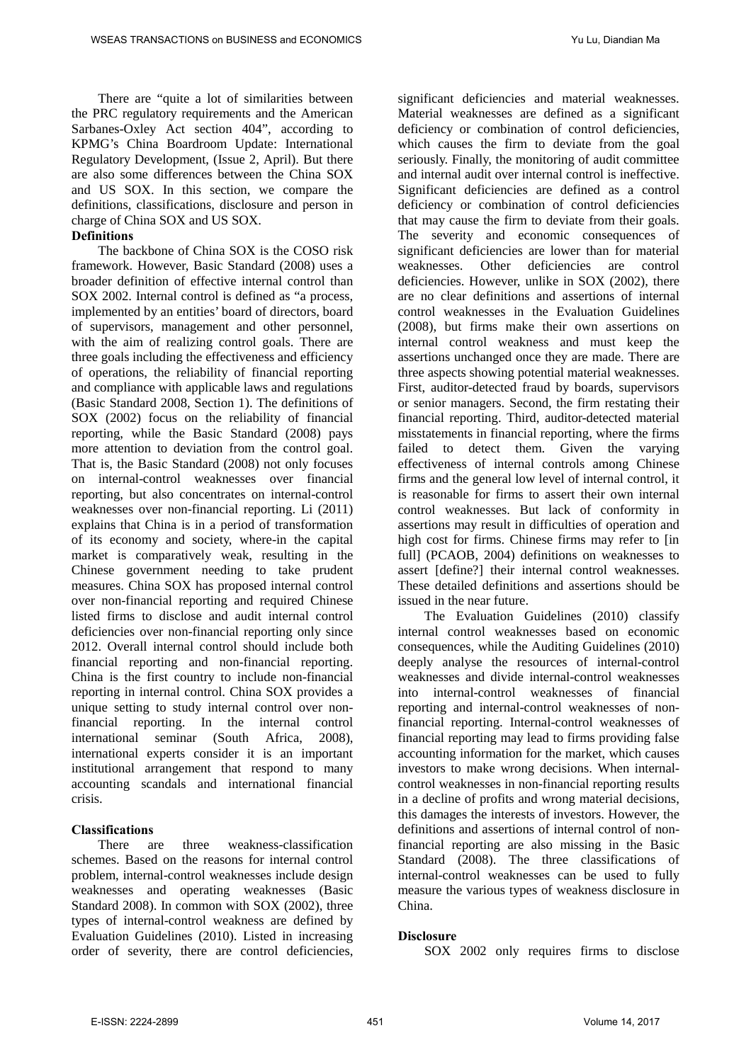There are "quite a lot of similarities between the PRC regulatory requirements and the American Sarbanes-Oxley Act section 404", according to KPMG's China Boardroom Update: International Regulatory Development, (Issue 2, April). But there are also some differences between the China SOX and US SOX. In this section, we compare the definitions, classifications, disclosure and person in charge of China SOX and US SOX.

**Definitions**

The backbone of China SOX is the COSO risk framework. However, Basic Standard (2008) uses a broader definition of effective internal control than SOX 2002. Internal control is defined as "a process, implemented by an entities' board of directors, board of supervisors, management and other personnel, with the aim of realizing control goals. There are three goals including the effectiveness and efficiency of operations, the reliability of financial reporting and compliance with applicable laws and regulations (Basic Standard 2008, Section 1). The definitions of SOX (2002) focus on the reliability of financial reporting, while the Basic Standard (2008) pays more attention to deviation from the control goal. That is, the Basic Standard (2008) not only focuses on internal-control weaknesses over financial reporting, but also concentrates on internal-control weaknesses over non-financial reporting. Li (2011) explains that China is in a period of transformation of its economy and society, where-in the capital market is comparatively weak, resulting in the Chinese government needing to take prudent measures. China SOX has proposed internal control over non-financial reporting and required Chinese listed firms to disclose and audit internal control deficiencies over non-financial reporting only since 2012. Overall internal control should include both financial reporting and non-financial reporting. China is the first country to include non-financial reporting in internal control. China SOX provides a unique setting to study internal control over non-financial reporting. In the internal control international seminar (South Africa, 2008), international experts consider it is an important institutional arrangement that respond to many accounting scandals and international financial crisis.

**Classifications**

There are three weakness-classification schemes. Based on the reasons for internal control problem, internal-control weaknesses include design weaknesses and operating weaknesses (Basic Standard 2008). In common with SOX (2002), three types of internal-control weakness are defined by Evaluation Guidelines (2010). Listed in increasing order of severity, there are control deficiencies, significant deficiencies and material weaknesses. Material weaknesses are defined as a significant deficiency or combination of control deficiencies, which causes the firm to deviate from the goal seriously. Finally, the monitoring of audit committee and internal audit over internal control is ineffective. Significant deficiencies are defined as a control deficiency or combination of control deficiencies that may cause the firm to deviate from their goals. The severity and economic consequences of significant deficiencies are lower than for material weaknesses. Other deficiencies are control deficiencies. However, unlike in SOX (2002), there are no clear definitions and assertions of internal control weaknesses in the Evaluation Guidelines (2008), but firms make their own assertions on internal control weakness and must keep the assertions unchanged once they are made. There are three aspects showing potential material weaknesses. First, auditor-detected fraud by boards, supervisors or senior managers. Second, the firm restating their financial reporting. Third, auditor-detected material misstatements in financial reporting, where the firms failed to detect them. Given the varying effectiveness of internal controls among Chinese firms and the general low level of internal control, it is reasonable for firms to assert their own internal control weaknesses. But lack of conformity in assertions may result in difficulties of operation and high cost for firms. Chinese firms may refer to [in full] (PCAOB, 2004) definitions on weaknesses to assert [define?] their internal control weaknesses. These detailed definitions and assertions should be issued in the near future.

The Evaluation Guidelines (2010) classify internal control weaknesses based on economic consequences, while the Auditing Guidelines (2010) deeply analyse the resources of internal-control weaknesses and divide internal-control weaknesses into internal-control weaknesses of financial reporting and internal-control weaknesses of non-financial reporting. Internal-control weaknesses of financial reporting may lead to firms providing false accounting information for the market, which causes investors to make wrong decisions. When internal-control weaknesses in non-financial reporting results in a decline of profits and wrong material decisions, this damages the interests of investors. However, the definitions and assertions of internal control of non-financial reporting are also missing in the Basic Standard (2008). The three classifications of internal-control weaknesses can be used to fully measure the various types of weakness disclosure in China.

**Disclosure**

SOX 2002 only requires firms to disclose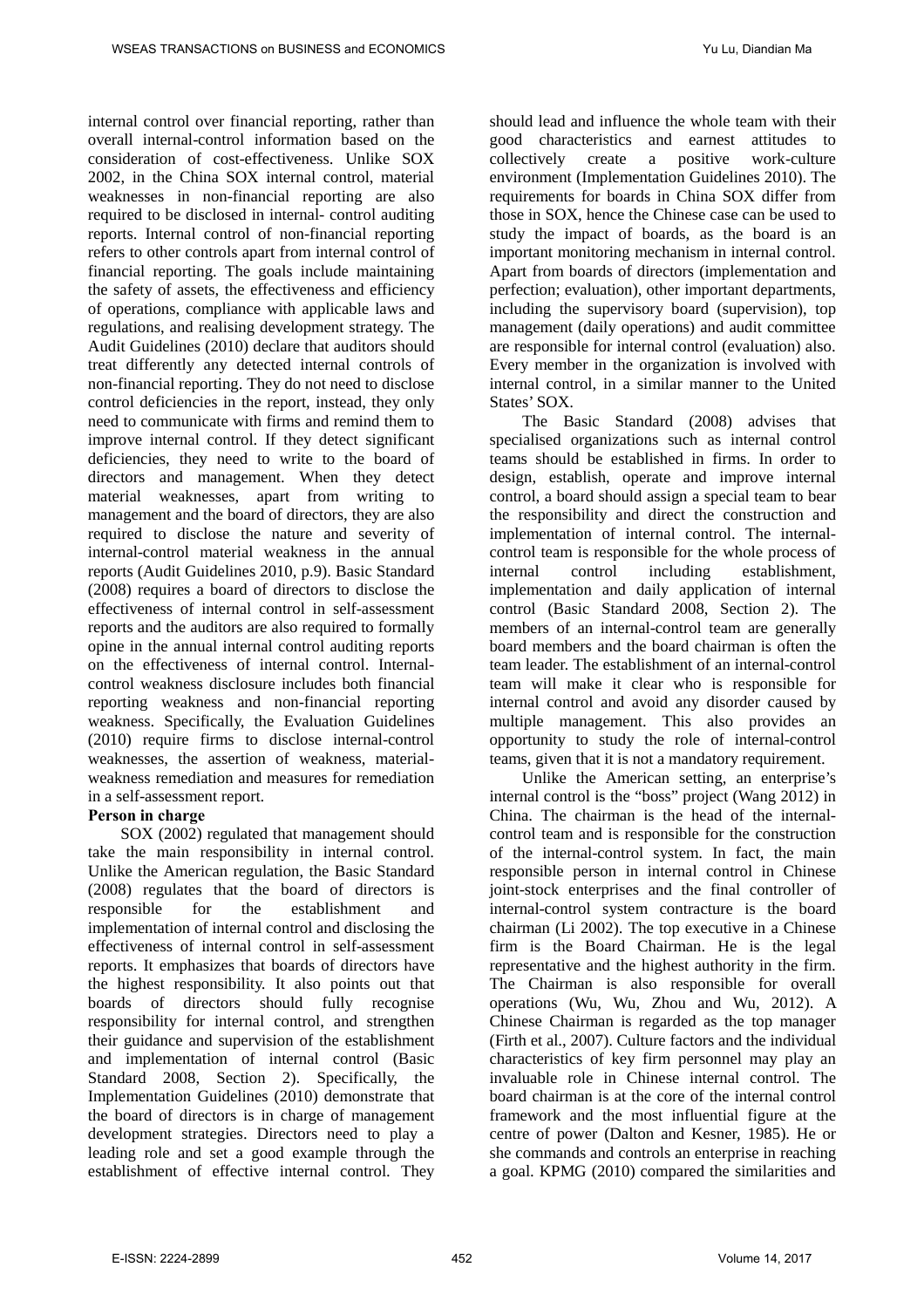internal control over financial reporting, rather than overall internal-control information based on the consideration of cost-effectiveness. Unlike SOX 2002, in the China SOX internal control, material weaknesses in non-financial reporting are also required to be disclosed in internal- control auditing reports. Internal control of non-financial reporting refers to other controls apart from internal control of financial reporting. The goals include maintaining the safety of assets, the effectiveness and efficiency of operations, compliance with applicable laws and regulations, and realising development strategy. The Audit Guidelines (2010) declare that auditors should treat differently any detected internal controls of non-financial reporting. They do not need to disclose control deficiencies in the report, instead, they only need to communicate with firms and remind them to improve internal control. If they detect significant deficiencies, they need to write to the board of directors and management. When they detect material weaknesses, apart from writing to management and the board of directors, they are also required to disclose the nature and severity of internal-control material weakness in the annual reports (Audit Guidelines 2010, p.9). Basic Standard (2008) requires a board of directors to disclose the effectiveness of internal control in self-assessment reports and the auditors are also required to formally opine in the annual internal control auditing reports on the effectiveness of internal control. Internal-control weakness disclosure includes both financial reporting weakness and non-financial reporting weakness. Specifically, the Evaluation Guidelines (2010) require firms to disclose internal-control weaknesses, the assertion of weakness, material-weakness remediation and measures for remediation in a self-assessment report.

**Person in charge**

SOX (2002) regulated that management should take the main responsibility in internal control. Unlike the American regulation, the Basic Standard (2008) regulates that the board of directors is responsible for the establishment and implementation of internal control and disclosing the effectiveness of internal control in self-assessment reports. It emphasizes that boards of directors have the highest responsibility. It also points out that boards of directors should fully recognise responsibility for internal control, and strengthen their guidance and supervision of the establishment and implementation of internal control (Basic Standard 2008, Section 2). Specifically, the Implementation Guidelines (2010) demonstrate that the board of directors is in charge of management development strategies. Directors need to play a leading role and set a good example through the establishment of effective internal control. They should lead and influence the whole team with their good characteristics and earnest attitudes to collectively create a positive work-culture environment (Implementation Guidelines 2010). The requirements for boards in China SOX differ from those in SOX, hence the Chinese case can be used to study the impact of boards, as the board is an important monitoring mechanism in internal control. Apart from boards of directors (implementation and perfection; evaluation), other important departments, including the supervisory board (supervision), top management (daily operations) and audit committee are responsible for internal control (evaluation) also. Every member in the organization is involved with internal control, in a similar manner to the United States' SOX.

The Basic Standard (2008) advises that specialised organizations such as internal control teams should be established in firms. In order to design, establish, operate and improve internal control, a board should assign a special team to bear the responsibility and direct the construction and implementation of internal control. The internal-control team is responsible for the whole process of internal control including establishment, implementation and daily application of internal control (Basic Standard 2008, Section 2). The members of an internal-control team are generally board members and the board chairman is often the team leader. The establishment of an internal-control team will make it clear who is responsible for internal control and avoid any disorder caused by multiple management. This also provides an opportunity to study the role of internal-control teams, given that it is not a mandatory requirement.

Unlike the American setting, an enterprise's internal control is the "boss" project (Wang 2012) in China. The chairman is the head of the internal-control team and is responsible for the construction of the internal-control system. In fact, the main responsible person in internal control in Chinese joint-stock enterprises and the final controller of internal-control system contracture is the board chairman (Li 2002). The top executive in a Chinese firm is the Board Chairman. He is the legal representative and the highest authority in the firm. The Chairman is also responsible for overall operations (Wu, Wu, Zhou and Wu, 2012). A Chinese Chairman is regarded as the top manager (Firth et al., 2007). Culture factors and the individual characteristics of key firm personnel may play an invaluable role in Chinese internal control. The board chairman is at the core of the internal control framework and the most influential figure at the centre of power (Dalton and Kesner, 1985). He or she commands and controls an enterprise in reaching a goal. KPMG (2010) compared the similarities and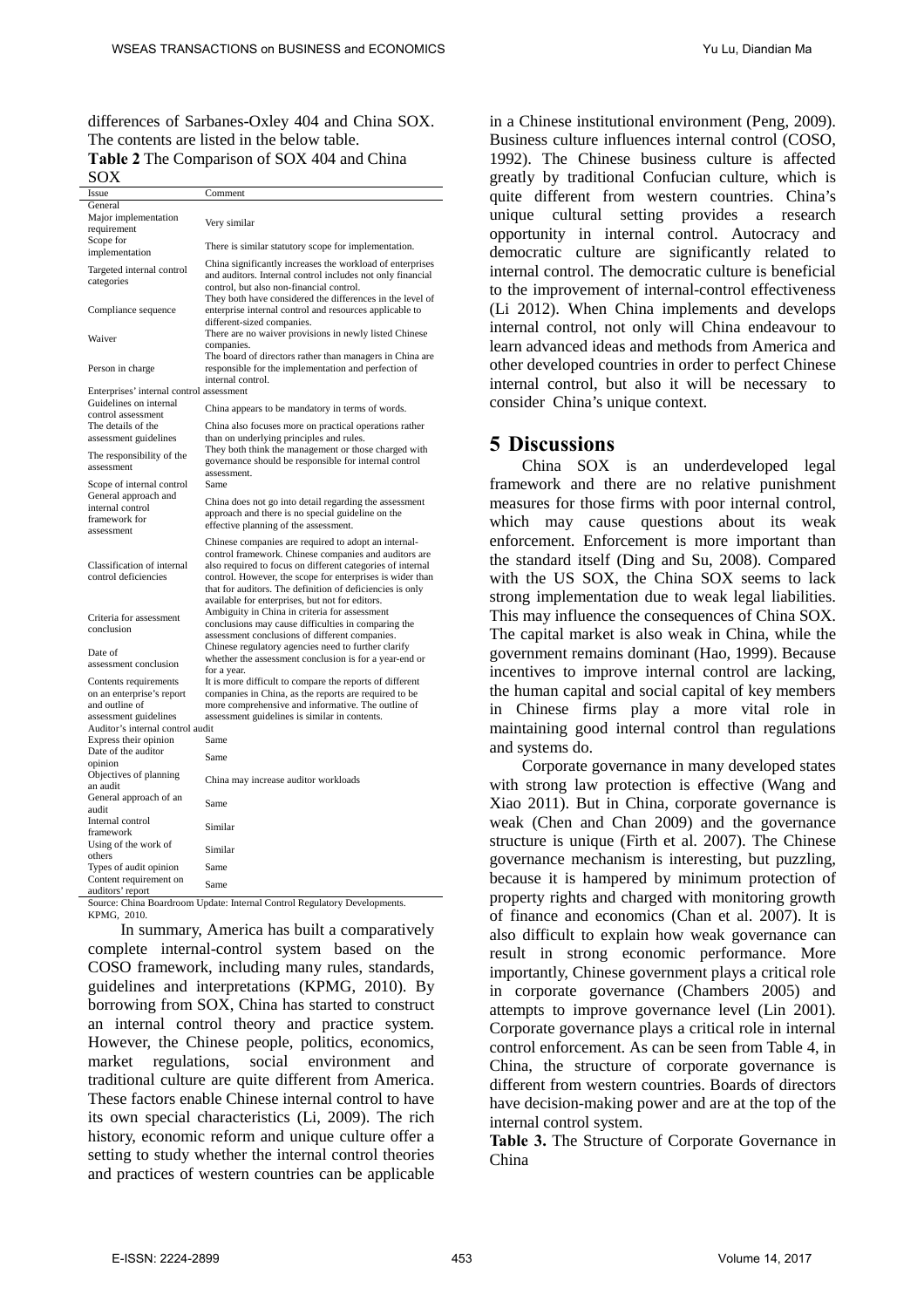differences of Sarbanes-Oxley 404 and China SOX. The contents are listed in the below table.

**Table 2** The Comparison of SOX 404 and China SOX

| Issue | Comment |
|---|---|
| General | |
| Major implementation requirement | Very similar |
| Scope for implementation | There is similar statutory scope for implementation. |
| Targeted internal control categories | China significantly increases the workload of enterprises and auditors. Internal control includes not only financial control, but also non-financial control. |
| Compliance sequence | They both have considered the differences in the level of enterprise internal control and resources applicable to different-sized companies. |
| Waiver | There are no waiver provisions in newly listed Chinese companies. |
| Person in charge | The board of directors rather than managers in China are responsible for the implementation and perfection of internal control. |
| Enterprises' internal control assessment | |
| Guidelines on internal control assessment | China appears to be mandatory in terms of words. |
| The details of the assessment guidelines | China also focuses more on practical operations rather than on underlying principles and rules. |
| The responsibility of the assessment | They both think the management or those charged with governance should be responsible for internal control assessment. |
| Scope of internal control | Same |
| General approach and internal control framework for assessment | China does not go into detail regarding the assessment approach and there is no special guideline on the effective planning of the assessment. |
| Classification of internal control deficiencies | Chinese companies are required to adopt an internal-control framework. Chinese companies and auditors are also required to focus on different categories of internal control. However, the scope for enterprises is wider than that for auditors. The definition of deficiencies is only available for enterprises, but not for editors. |
| Criteria for assessment conclusion | Ambiguity in China in criteria for assessment conclusions may cause difficulties in comparing the assessment conclusions of different companies. |
| Date of assessment conclusion | Chinese regulatory agencies need to further clarify whether the assessment conclusion is for a year-end or for a year. |
| Contents requirements on an enterprise's report and outline of assessment guidelines | It is more difficult to compare the reports of different companies in China, as the reports are required to be more comprehensive and informative. The outline of assessment guidelines is similar in contents. |
| Auditor's internal control audit | |
| Express their opinion | Same |
| Date of the auditor opinion | Same |
| Objectives of planning an audit | China may increase auditor workloads |
| General approach of an audit | Same |
| Internal control framework | Similar |
| Using of the work of others | Similar |
| Types of audit opinion | Same |
| Content requirement on auditors' report | Same |

Source: China Boardroom Update: Internal Control Regulatory Developments. KPMG, 2010.

In summary, America has built a comparatively complete internal-control system based on the COSO framework, including many rules, standards, guidelines and interpretations (KPMG, 2010). By borrowing from SOX, China has started to construct an internal control theory and practice system. However, the Chinese people, politics, economics, market regulations, social environment and traditional culture are quite different from America. These factors enable Chinese internal control to have its own special characteristics (Li, 2009). The rich history, economic reform and unique culture offer a setting to study whether the internal control theories and practices of western countries can be applicable in a Chinese institutional environment (Peng, 2009). Business culture influences internal control (COSO, 1992). The Chinese business culture is affected greatly by traditional Confucian culture, which is quite different from western countries. China's unique cultural setting provides a research opportunity in internal control. Autocracy and democratic culture are significantly related to internal control. The democratic culture is beneficial to the improvement of internal-control effectiveness (Li 2012). When China implements and develops internal control, not only will China endeavour to learn advanced ideas and methods from America and other developed countries in order to perfect Chinese internal control, but also it will be necessary to consider China's unique context.

## 5 Discussions

China SOX is an underdeveloped legal framework and there are no relative punishment measures for those firms with poor internal control, which may cause questions about its weak enforcement. Enforcement is more important than the standard itself (Ding and Su, 2008). Compared with the US SOX, the China SOX seems to lack strong implementation due to weak legal liabilities. This may influence the consequences of China SOX. The capital market is also weak in China, while the government remains dominant (Hao, 1999). Because incentives to improve internal control are lacking, the human capital and social capital of key members in Chinese firms play a more vital role in maintaining good internal control than regulations and systems do.

Corporate governance in many developed states with strong law protection is effective (Wang and Xiao 2011). But in China, corporate governance is weak (Chen and Chan 2009) and the governance structure is unique (Firth et al. 2007). The Chinese governance mechanism is interesting, but puzzling, because it is hampered by minimum protection of property rights and charged with monitoring growth of finance and economics (Chan et al. 2007). It is also difficult to explain how weak governance can result in strong economic performance. More importantly, Chinese government plays a critical role in corporate governance (Chambers 2005) and attempts to improve governance level (Lin 2001). Corporate governance plays a critical role in internal control enforcement. As can be seen from Table 4, in China, the structure of corporate governance is different from western countries. Boards of directors have decision-making power and are at the top of the internal control system.

**Table 3.** The Structure of Corporate Governance in China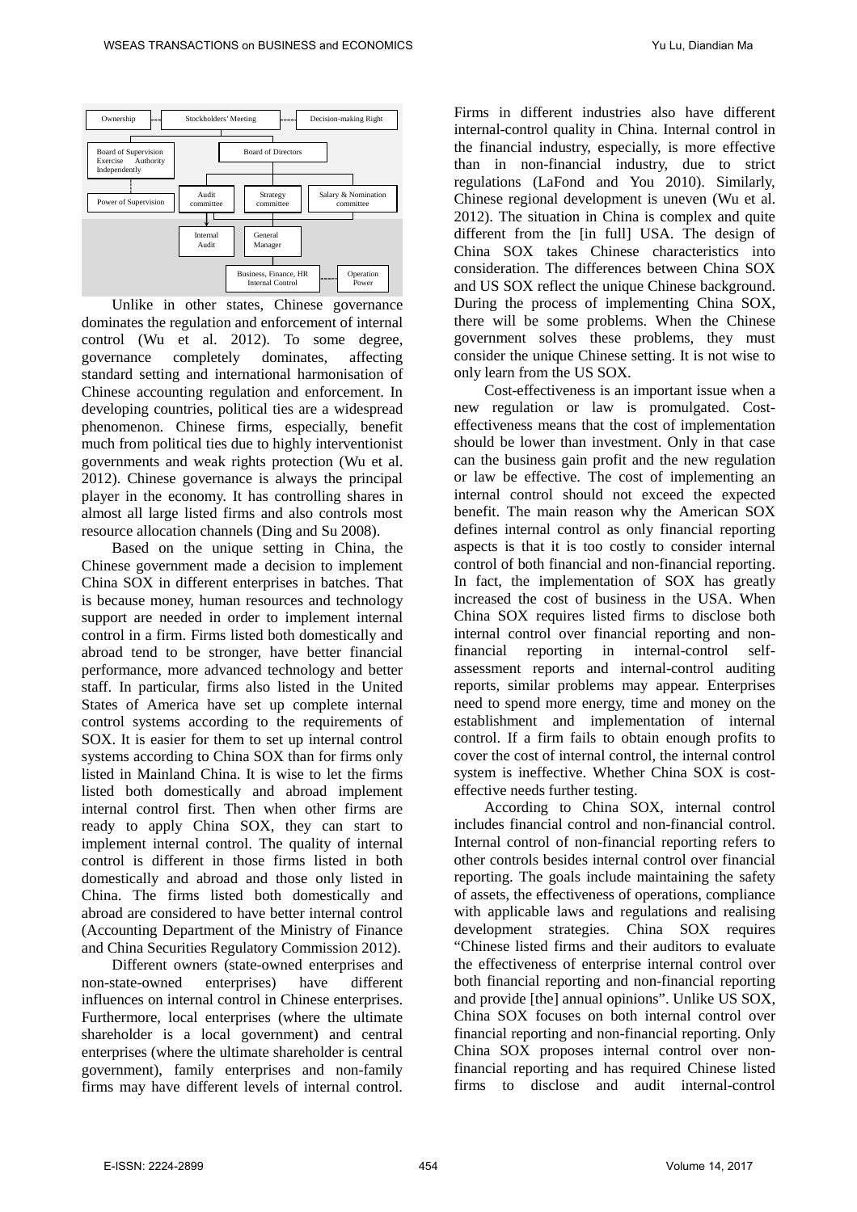Ownership | Stockholders' Meeting | Decision-making Right

Board of Supervision Exercise Authority Independently | Board of Directors

Power of Supervision | Audit committee | Strategy committee | Salary & Nomination committee

Internal Audit | General Manager

Business, Finance, HR Internal Control | Operation Power

Unlike in other states, Chinese governance dominates the regulation and enforcement of internal control (Wu et al. 2012). To some degree, governance completely dominates, affecting standard setting and international harmonisation of Chinese accounting regulation and enforcement. In developing countries, political ties are a widespread phenomenon. Chinese firms, especially, benefit much from political ties due to highly interventionist governments and weak rights protection (Wu et al. 2012). Chinese governance is always the principal player in the economy. It has controlling shares in almost all large listed firms and also controls most resource allocation channels (Ding and Su 2008).

Based on the unique setting in China, the Chinese government made a decision to implement China SOX in different enterprises in batches. That is because money, human resources and technology support are needed in order to implement internal control in a firm. Firms listed both domestically and abroad tend to be stronger, have better financial performance, more advanced technology and better staff. In particular, firms also listed in the United States of America have set up complete internal control systems according to the requirements of SOX. It is easier for them to set up internal control systems according to China SOX than for firms only listed in Mainland China. It is wise to let the firms listed both domestically and abroad implement internal control first. Then when other firms are ready to apply China SOX, they can start to implement internal control. The quality of internal control is different in those firms listed in both domestically and abroad and those only listed in China. The firms listed both domestically and abroad are considered to have better internal control (Accounting Department of the Ministry of Finance and China Securities Regulatory Commission 2012).

Different owners (state-owned enterprises and non-state-owned enterprises) have different influences on internal control in Chinese enterprises. Furthermore, local enterprises (where the ultimate shareholder is a local government) and central enterprises (where the ultimate shareholder is central government), family enterprises and non-family firms may have different levels of internal control. Firms in different industries also have different internal-control quality in China. Internal control in the financial industry, especially, is more effective than in non-financial industry, due to strict regulations (LaFond and You 2010). Similarly, Chinese regional development is uneven (Wu et al. 2012). The situation in China is complex and quite different from the [in full] USA. The design of China SOX takes Chinese characteristics into consideration. The differences between China SOX and US SOX reflect the unique Chinese background. During the process of implementing China SOX, there will be some problems. When the Chinese government solves these problems, they must consider the unique Chinese setting. It is not wise to only learn from the US SOX.

Cost-effectiveness is an important issue when a new regulation or law is promulgated. Cost-effectiveness means that the cost of implementation should be lower than investment. Only in that case can the business gain profit and the new regulation or law be effective. The cost of implementing an internal control should not exceed the expected benefit. The main reason why the American SOX defines internal control as only financial reporting aspects is that it is too costly to consider internal control of both financial and non-financial reporting. In fact, the implementation of SOX has greatly increased the cost of business in the USA. When China SOX requires listed firms to disclose both internal control over financial reporting and non-financial reporting in internal-control self-assessment reports and internal-control auditing reports, similar problems may appear. Enterprises need to spend more energy, time and money on the establishment and implementation of internal control. If a firm fails to obtain enough profits to cover the cost of internal control, the internal control system is ineffective. Whether China SOX is cost-effective needs further testing.

According to China SOX, internal control includes financial control and non-financial control. Internal control of non-financial reporting refers to other controls besides internal control over financial reporting. The goals include maintaining the safety of assets, the effectiveness of operations, compliance with applicable laws and regulations and realising development strategies. China SOX requires "Chinese listed firms and their auditors to evaluate the effectiveness of enterprise internal control over both financial reporting and non-financial reporting and provide [the] annual opinions". Unlike US SOX, China SOX focuses on both internal control over financial reporting and non-financial reporting. Only China SOX proposes internal control over non-financial reporting and has required Chinese listed firms to disclose and audit internal-control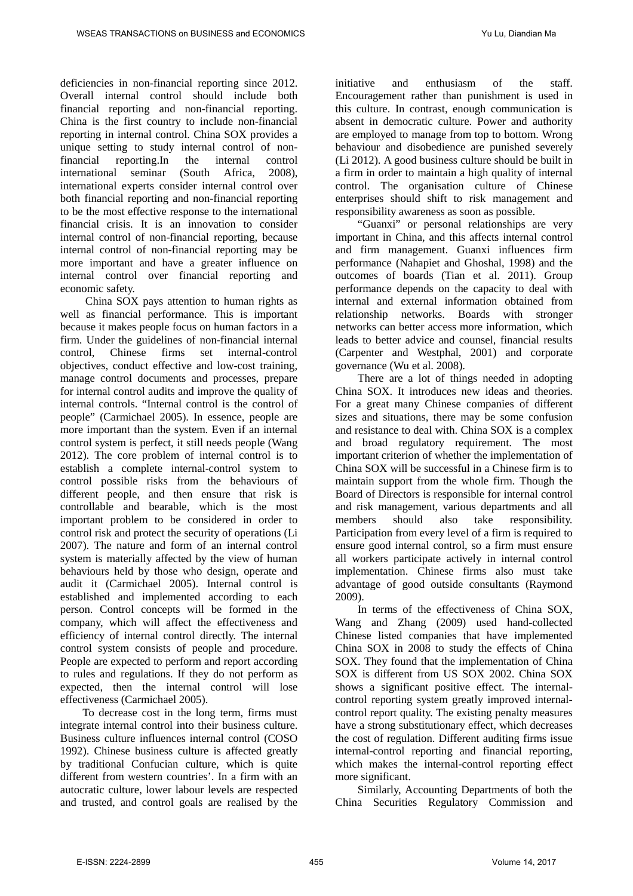deficiencies in non-financial reporting since 2012. Overall internal control should include both financial reporting and non-financial reporting. China is the first country to include non-financial reporting in internal control. China SOX provides a unique setting to study internal control of non-financial reporting.In the internal control international seminar (South Africa, 2008), international experts consider internal control over both financial reporting and non-financial reporting to be the most effective response to the international financial crisis. It is an innovation to consider internal control of non-financial reporting, because internal control of non-financial reporting may be more important and have a greater influence on internal control over financial reporting and economic safety.

China SOX pays attention to human rights as well as financial performance. This is important because it makes people focus on human factors in a firm. Under the guidelines of non-financial internal control, Chinese firms set internal-control objectives, conduct effective and low-cost training, manage control documents and processes, prepare for internal control audits and improve the quality of internal controls. "Internal control is the control of people" (Carmichael 2005). In essence, people are more important than the system. Even if an internal control system is perfect, it still needs people (Wang 2012). The core problem of internal control is to establish a complete internal-control system to control possible risks from the behaviours of different people, and then ensure that risk is controllable and bearable, which is the most important problem to be considered in order to control risk and protect the security of operations (Li 2007). The nature and form of an internal control system is materially affected by the view of human behaviours held by those who design, operate and audit it (Carmichael 2005). Internal control is established and implemented according to each person. Control concepts will be formed in the company, which will affect the effectiveness and efficiency of internal control directly. The internal control system consists of people and procedure. People are expected to perform and report according to rules and regulations. If they do not perform as expected, then the internal control will lose effectiveness (Carmichael 2005).

To decrease cost in the long term, firms must integrate internal control into their business culture. Business culture influences internal control (COSO 1992). Chinese business culture is affected greatly by traditional Confucian culture, which is quite different from western countries'. In a firm with an autocratic culture, lower labour levels are respected and trusted, and control goals are realised by the initiative and enthusiasm of the staff. Encouragement rather than punishment is used in this culture. In contrast, enough communication is absent in democratic culture. Power and authority are employed to manage from top to bottom. Wrong behaviour and disobedience are punished severely (Li 2012). A good business culture should be built in a firm in order to maintain a high quality of internal control. The organisation culture of Chinese enterprises should shift to risk management and responsibility awareness as soon as possible.

"Guanxi" or personal relationships are very important in China, and this affects internal control and firm management. Guanxi influences firm performance (Nahapiet and Ghoshal, 1998) and the outcomes of boards (Tian et al. 2011). Group performance depends on the capacity to deal with internal and external information obtained from relationship networks. Boards with stronger networks can better access more information, which leads to better advice and counsel, financial results (Carpenter and Westphal, 2001) and corporate governance (Wu et al. 2008).

There are a lot of things needed in adopting China SOX. It introduces new ideas and theories. For a great many Chinese companies of different sizes and situations, there may be some confusion and resistance to deal with. China SOX is a complex and broad regulatory requirement. The most important criterion of whether the implementation of China SOX will be successful in a Chinese firm is to maintain support from the whole firm. Though the Board of Directors is responsible for internal control and risk management, various departments and all members should also take responsibility. Participation from every level of a firm is required to ensure good internal control, so a firm must ensure all workers participate actively in internal control implementation. Chinese firms also must take advantage of good outside consultants (Raymond 2009).

In terms of the effectiveness of China SOX, Wang and Zhang (2009) used hand-collected Chinese listed companies that have implemented China SOX in 2008 to study the effects of China SOX. They found that the implementation of China SOX is different from US SOX 2002. China SOX shows a significant positive effect. The internal-control reporting system greatly improved internal-control report quality. The existing penalty measures have a strong substitutionary effect, which decreases the cost of regulation. Different auditing firms issue internal-control reporting and financial reporting, which makes the internal-control reporting effect more significant.

Similarly, Accounting Departments of both the China Securities Regulatory Commission and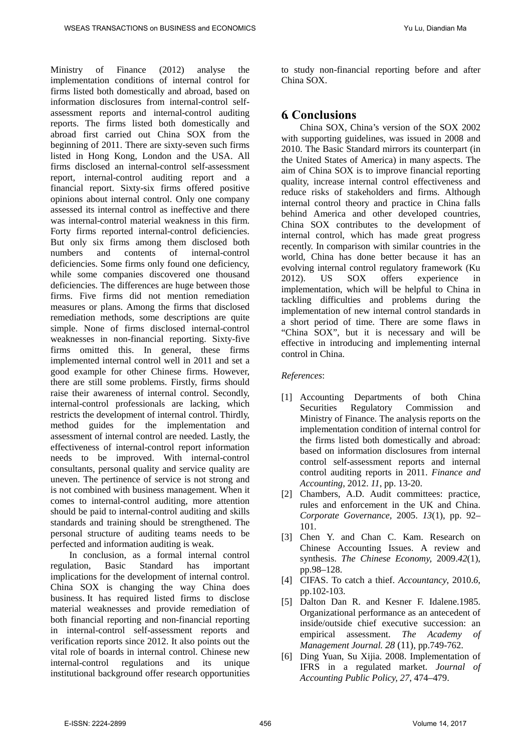Ministry of Finance (2012) analyse the implementation conditions of internal control for firms listed both domestically and abroad, based on information disclosures from internal-control self-assessment reports and internal-control auditing reports. The firms listed both domestically and abroad first carried out China SOX from the beginning of 2011. There are sixty-seven such firms listed in Hong Kong, London and the USA. All firms disclosed an internal-control self-assessment report, internal-control auditing report and a financial report. Sixty-six firms offered positive opinions about internal control. Only one company assessed its internal control as ineffective and there was internal-control material weakness in this firm. Forty firms reported internal-control deficiencies. But only six firms among them disclosed both numbers and contents of internal-control deficiencies. Some firms only found one deficiency, while some companies discovered one thousand deficiencies. The differences are huge between those firms. Five firms did not mention remediation measures or plans. Among the firms that disclosed remediation methods, some descriptions are quite simple. None of firms disclosed internal-control weaknesses in non-financial reporting. Sixty-five firms omitted this. In general, these firms implemented internal control well in 2011 and set a good example for other Chinese firms. However, there are still some problems. Firstly, firms should raise their awareness of internal control. Secondly, internal-control professionals are lacking, which restricts the development of internal control. Thirdly, method guides for the implementation and assessment of internal control are needed. Lastly, the effectiveness of internal-control report information needs to be improved. With internal-control consultants, personal quality and service quality are uneven. The pertinence of service is not strong and is not combined with business management. When it comes to internal-control auditing, more attention should be paid to internal-control auditing and skills standards and training should be strengthened. The personal structure of auditing teams needs to be perfected and information auditing is weak.

In conclusion, as a formal internal control regulation, Basic Standard has important implications for the development of internal control. China SOX is changing the way China does business. It has required listed firms to disclose material weaknesses and provide remediation of both financial reporting and non-financial reporting in internal-control self-assessment reports and verification reports since 2012. It also points out the vital role of boards in internal control. Chinese new internal-control regulations and its unique institutional background offer research opportunities to study non-financial reporting before and after China SOX.

## 6 Conclusions

China SOX, China's version of the SOX 2002 with supporting guidelines, was issued in 2008 and 2010. The Basic Standard mirrors its counterpart (in the United States of America) in many aspects. The aim of China SOX is to improve financial reporting quality, increase internal control effectiveness and reduce risks of stakeholders and firms. Although internal control theory and practice in China falls behind America and other developed countries, China SOX contributes to the development of internal control, which has made great progress recently. In comparison with similar countries in the world, China has done better because it has an evolving internal control regulatory framework (Ku 2012). US SOX offers experience in implementation, which will be helpful to China in tackling difficulties and problems during the implementation of new internal control standards in a short period of time. There are some flaws in "China SOX", but it is necessary and will be effective in introducing and implementing internal control in China.

*References*:

[1] Accounting Departments of both China Securities Regulatory Commission and Ministry of Finance. The analysis reports on the implementation condition of internal control for the firms listed both domestically and abroad: based on information disclosures from internal control self-assessment reports and internal control auditing reports in 2011. *Finance and Accounting*, 2012. *11*, pp. 13-20.

[2] Chambers, A.D. Audit committees: practice, rules and enforcement in the UK and China. *Corporate Governance,* 2005. *13*(1), pp. 92–101.

[3] Chen Y. and Chan C. Kam. Research on Chinese Accounting Issues. A review and synthesis. *The Chinese Economy,* 2009.*42*(1), pp.98–128.

[4] CIFAS. To catch a thief. *Accountancy*, 2010.*6*, pp.102-103.

[5] Dalton Dan R. and Kesner F. Idalene.1985. Organizational performance as an antecedent of inside/outside chief executive succession: an empirical assessment. *The Academy of Management Journal. 28* (11), pp.749-762.

[6] Ding Yuan, Su Xijia. 2008. Implementation of IFRS in a regulated market. *Journal of Accounting Public Policy, 27*, 474–479.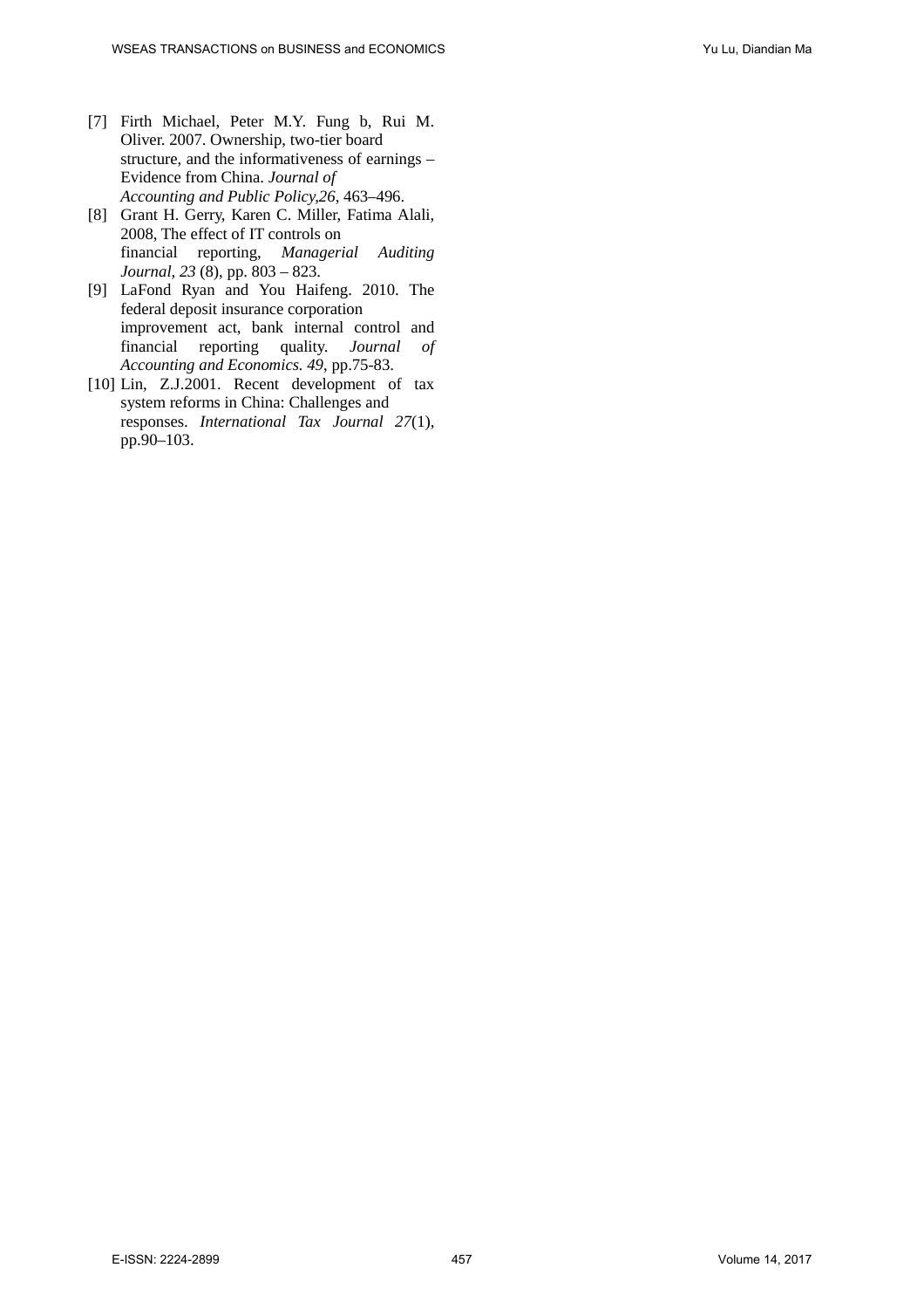[7] Firth Michael, Peter M.Y. Fung b, Rui M. Oliver. 2007. Ownership, two-tier board structure, and the informativeness of earnings – Evidence from China. *Journal of Accounting and Public Policy,26*, 463–496.

[8] Grant H. Gerry, Karen C. Miller, Fatima Alali, 2008, The effect of IT controls on financial reporting, *Managerial Auditing Journal, 23* (8), pp. 803 – 823.

[9] LaFond Ryan and You Haifeng. 2010. The federal deposit insurance corporation improvement act, bank internal control and financial reporting quality. *Journal of Accounting and Economics. 49*, pp.75-83.

[10] Lin, Z.J.2001. Recent development of tax system reforms in China: Challenges and responses. *International Tax Journal 27*(1), pp.90–103.